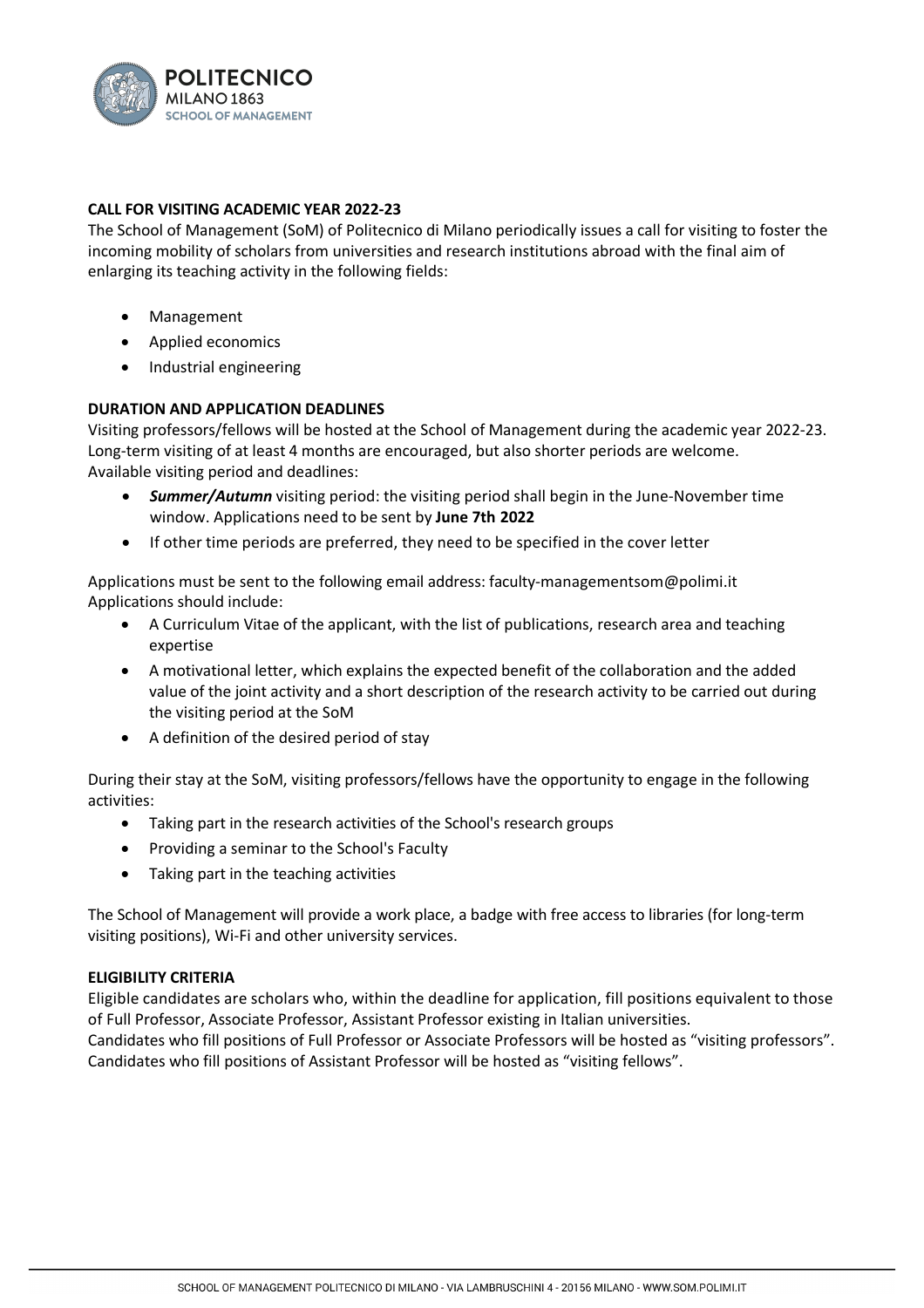## CALL FOR VISITING ACADEMIC YEAR 2022-23

The School of Management (SoM) of Politecnico di Milano periodically issues a call for visiting to foster the incoming mobility of scholars from universities and research institutions abroad with the final aim of enlarging its teaching activity in the following fields:

- Management
- Applied economics
- Industrial engineering

## DURATION AND APPLICATION DEADLINES

Visiting professors/fellows will be hosted at the School of Management during the academic year 2022-23. Long-term visiting of at least 4 months are encouraged, but also shorter periods are welcome.
Available visiting period and deadlines:

- ***Summer/Autumn*** visiting period: the visiting period shall begin in the June-November time window. Applications need to be sent by **June 7th 2022**
- If other time periods are preferred, they need to be specified in the cover letter

Applications must be sent to the following email address: faculty-managementsom@polimi.it
Applications should include:

- A Curriculum Vitae of the applicant, with the list of publications, research area and teaching expertise
- A motivational letter, which explains the expected benefit of the collaboration and the added value of the joint activity and a short description of the research activity to be carried out during the visiting period at the SoM
- A definition of the desired period of stay

During their stay at the SoM, visiting professors/fellows have the opportunity to engage in the following activities:

- Taking part in the research activities of the School's research groups
- Providing a seminar to the School's Faculty
- Taking part in the teaching activities

The School of Management will provide a work place, a badge with free access to libraries (for long-term visiting positions), Wi-Fi and other university services.

## ELIGIBILITY CRITERIA

Eligible candidates are scholars who, within the deadline for application, fill positions equivalent to those of Full Professor, Associate Professor, Assistant Professor existing in Italian universities.
Candidates who fill positions of Full Professor or Associate Professors will be hosted as "visiting professors". Candidates who fill positions of Assistant Professor will be hosted as "visiting fellows".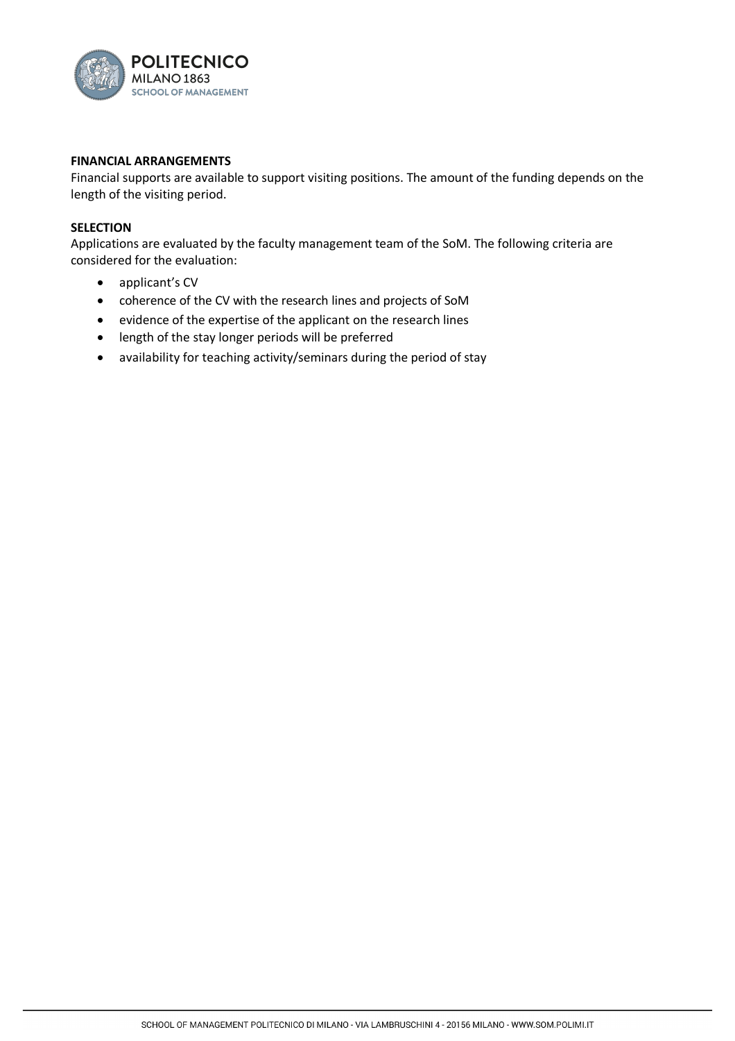**FINANCIAL ARRANGEMENTS**

Financial supports are available to support visiting positions. The amount of the funding depends on the length of the visiting period.

**SELECTION**

Applications are evaluated by the faculty management team of the SoM. The following criteria are considered for the evaluation:

- applicant's CV
- coherence of the CV with the research lines and projects of SoM
- evidence of the expertise of the applicant on the research lines
- length of the stay longer periods will be preferred
- availability for teaching activity/seminars during the period of stay